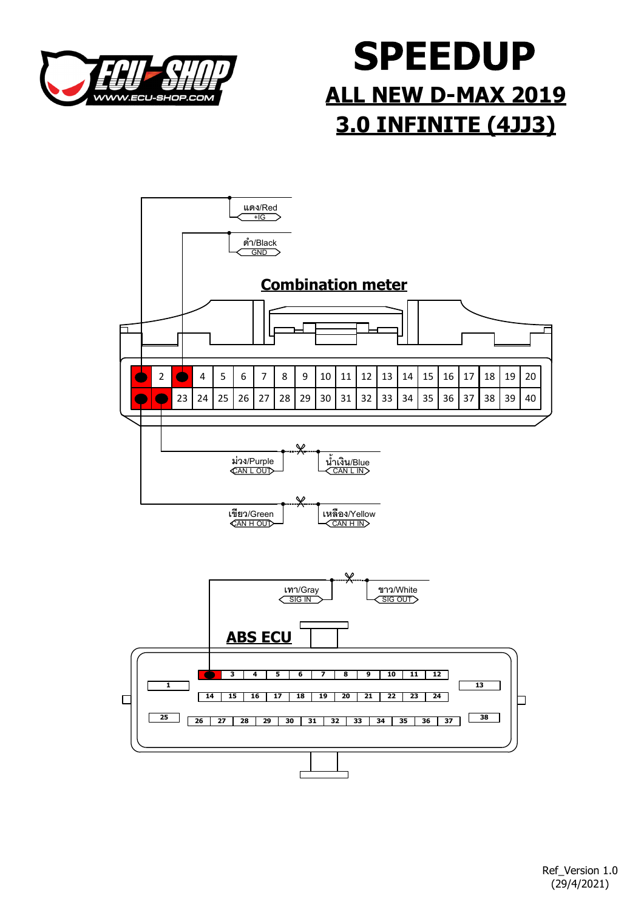# SPEEDUP

## ALL NEW D-MAX 2019

## 3.0 INFINITE (4JJ3)

แดง/Red
+IG

ดำ/Black
GND

## Combination meter

| 1 | 2 | 3 | 4 | 5 | 6 | 7 | 8 | 9 | 10 | 11 | 12 | 13 | 14 | 15 | 16 | 17 | 18 | 19 | 20 |
|---|---|---|---|---|---|---|---|---|---|---|---|---|---|---|---|---|---|---|---|
| 21 | 22 | 23 | 24 | 25 | 26 | 27 | 28 | 29 | 30 | 31 | 32 | 33 | 34 | 35 | 36 | 37 | 38 | 39 | 40 |

ม่วง/Purple
CAN L OUT

น้ำเงิน/Blue
CAN L IN

เขียว/Green
CAN H OUT

เหลือง/Yellow
CAN H IN

เทา/Gray
SIG IN

ขาว/White
SIG OUT

## ABS ECU

| 1 | 2 | 3 | 4 | 5 | 6 | 7 | 8 | 9 | 10 | 11 | 12 | 13 |
|---|---|---|---|---|---|---|---|---|---|---|---|---|
| | 14 | 15 | 16 | 17 | 18 | 19 | 20 | 21 | 22 | 23 | 24 | |
| 25 | 26 | 27 | 28 | 29 | 30 | 31 | 32 | 33 | 34 | 35 | 36 | 37 | 38 |

Ref_Version 1.0
(29/4/2021)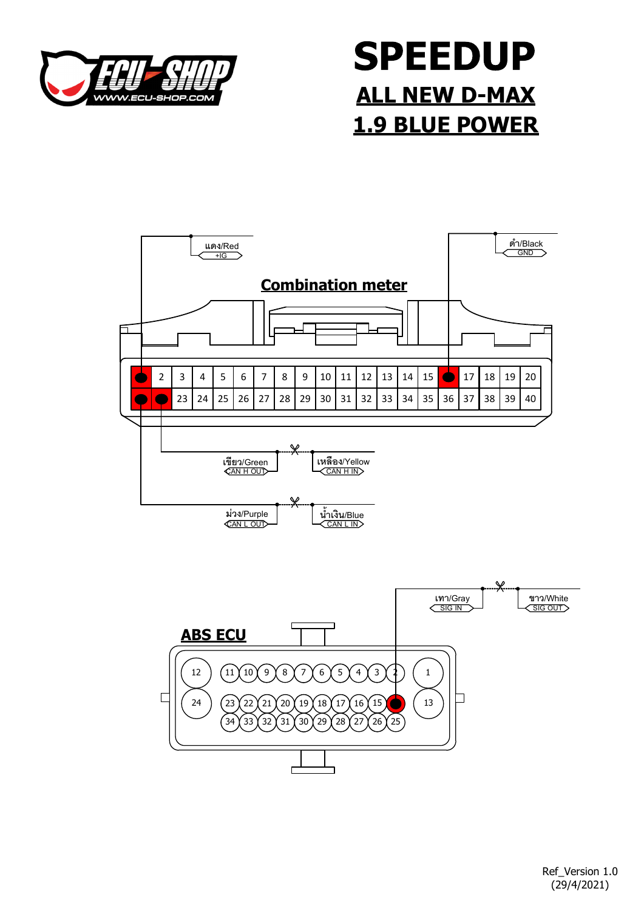# SPEEDUP

## ALL NEW D-MAX

## 1.9 BLUE POWER

แดง/Red
+IG

ดำ/Black
GND

## Combination meter

| 1 | 2 | 3 | 4 | 5 | 6 | 7 | 8 | 9 | 10 | 11 | 12 | 13 | 14 | 15 | 16 | 17 | 18 | 19 | 20 |
|---|---|---|---|---|---|---|---|---|---|---|---|---|---|---|---|---|---|---|---|
| 21 | 22 | 23 | 24 | 25 | 26 | 27 | 28 | 29 | 30 | 31 | 32 | 33 | 34 | 35 | 36 | 37 | 38 | 39 | 40 |

เขียว/Green
CAN H OUT

เหลือง/Yellow
CAN H IN

ม่วง/Purple
CAN L OUT

น้ำเงิน/Blue
CAN L IN

เทา/Gray
SIG IN

ขาว/White
SIG OUT

## ABS ECU

12, 11, 10, 9, 8, 7, 6, 5, 4, 3, 2, 1

24, 23, 22, 21, 20, 19, 18, 17, 16, 15, 14, 13

34, 33, 32, 31, 30, 29, 28, 27, 26, 25

Ref_Version 1.0
(29/4/2021)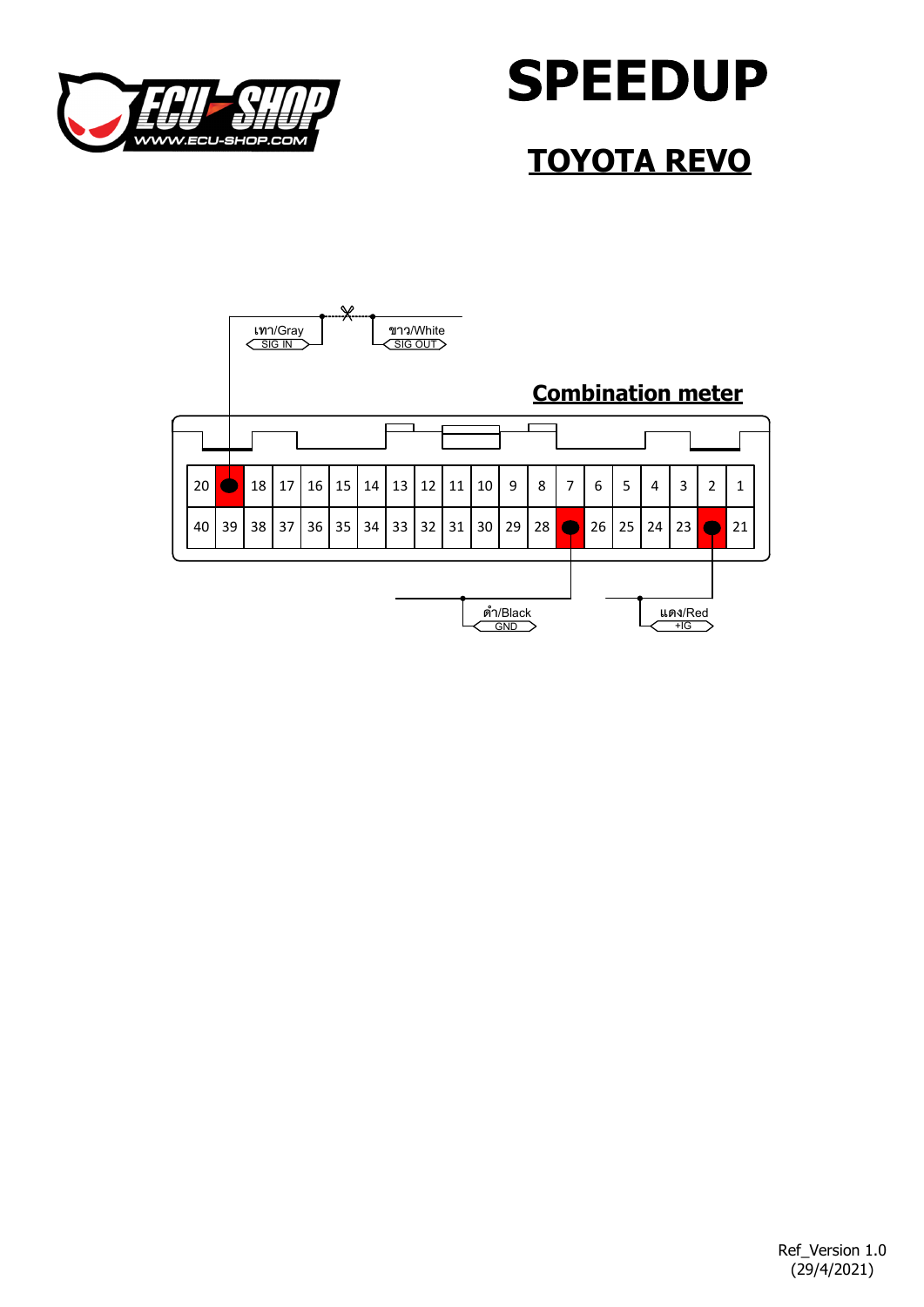# SPEEDUP

## TOYOTA REVO

เทา/Gray
SIG IN

ขาว/White
SIG OUT

**Combination meter**

| | | | | | | | | | | | | | | | | | | | |
|---|---|---|---|---|---|---|---|---|---|---|---|---|---|---|---|---|---|---|---|
| 20 | ● | 18 | 17 | 16 | 15 | 14 | 13 | 12 | 11 | 10 | 9 | 8 | 7 | 6 | 5 | 4 | 3 | 2 | 1 |
| 40 | 39 | 38 | 37 | 36 | 35 | 34 | 33 | 32 | 31 | 30 | 29 | 28 | ● | 26 | 25 | 24 | 23 | ● | 21 |

ดำ/Black
GND

แดง/Red
+IG

Ref_Version 1.0
(29/4/2021)